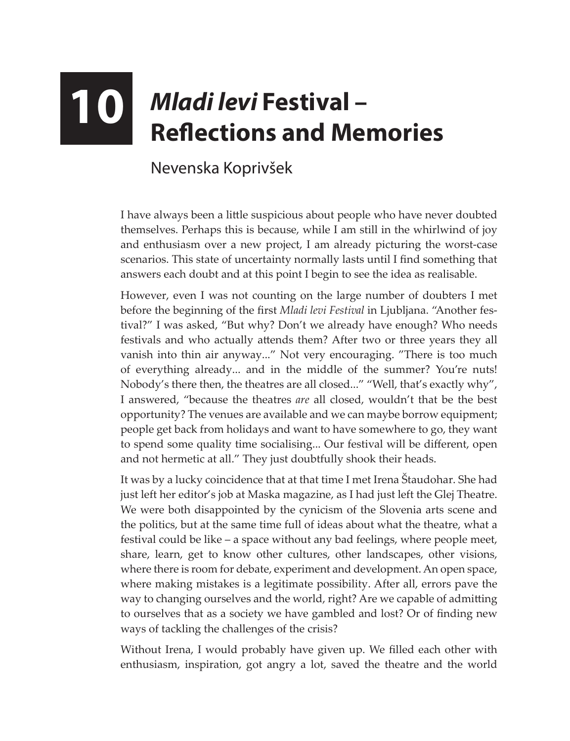# 10 *Mladi levi* Festival – Reflections and Memories

Nevenska Koprivšek

I have always been a little suspicious about people who have never doubted themselves. Perhaps this is because, while I am still in the whirlwind of joy and enthusiasm over a new project, I am already picturing the worst-case scenarios. This state of uncertainty normally lasts until I find something that answers each doubt and at this point I begin to see the idea as realisable.

However, even I was not counting on the large number of doubters I met before the beginning of the first *Mladi levi Festival* in Ljubljana. "Another festival?" I was asked, "But why? Don't we already have enough? Who needs festivals and who actually attends them? After two or three years they all vanish into thin air anyway..." Not very encouraging. "There is too much of everything already... and in the middle of the summer? You're nuts! Nobody's there then, the theatres are all closed..." "Well, that's exactly why", I answered, "because the theatres *are* all closed, wouldn't that be the best opportunity? The venues are available and we can maybe borrow equipment; people get back from holidays and want to have somewhere to go, they want to spend some quality time socialising... Our festival will be different, open and not hermetic at all." They just doubtfully shook their heads.

It was by a lucky coincidence that at that time I met Irena Štaudohar. She had just left her editor's job at Maska magazine, as I had just left the Glej Theatre. We were both disappointed by the cynicism of the Slovenia arts scene and the politics, but at the same time full of ideas about what the theatre, what a festival could be like – a space without any bad feelings, where people meet, share, learn, get to know other cultures, other landscapes, other visions, where there is room for debate, experiment and development. An open space, where making mistakes is a legitimate possibility. After all, errors pave the way to changing ourselves and the world, right? Are we capable of admitting to ourselves that as a society we have gambled and lost? Or of finding new ways of tackling the challenges of the crisis?

Without Irena, I would probably have given up. We filled each other with enthusiasm, inspiration, got angry a lot, saved the theatre and the world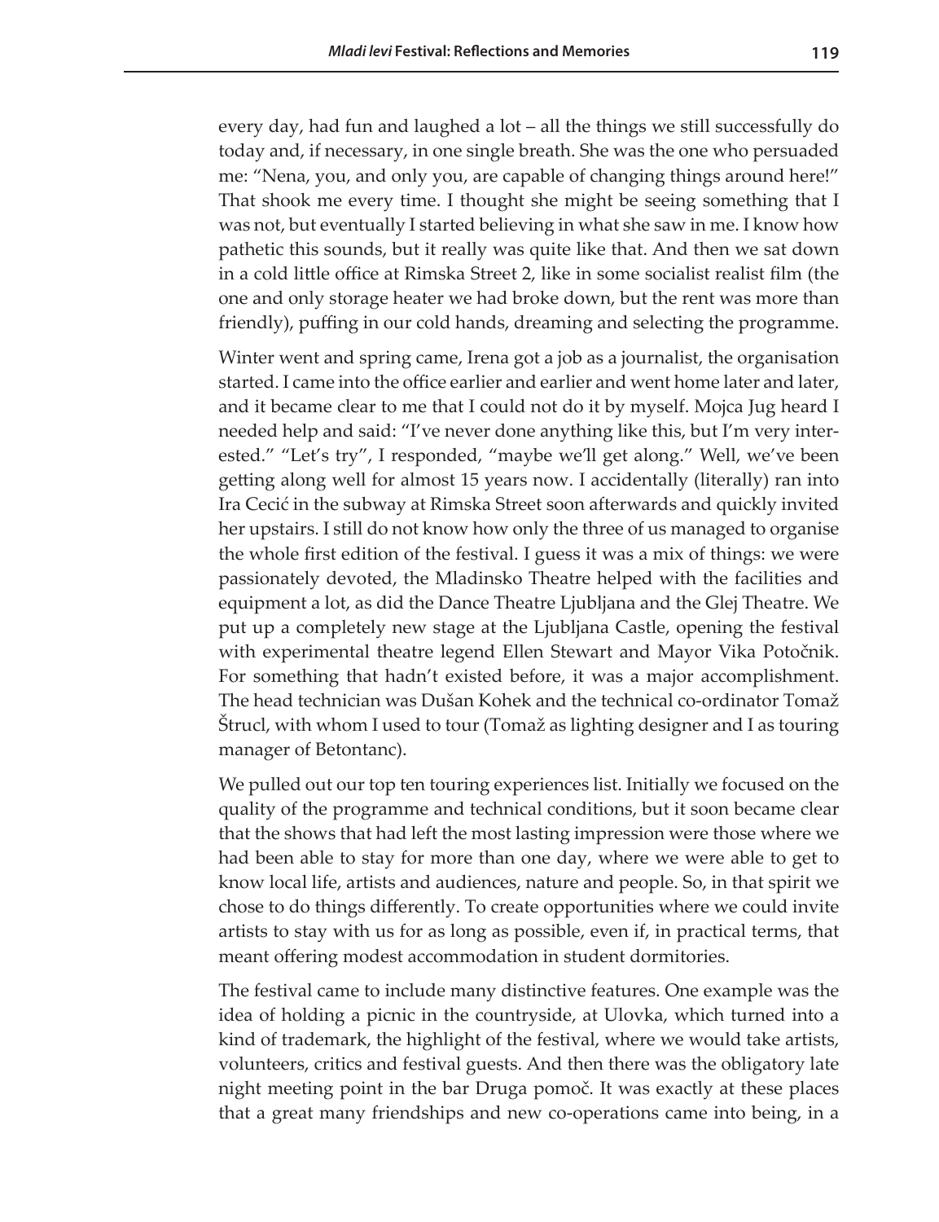every day, had fun and laughed a lot – all the things we still successfully do today and, if necessary, in one single breath. She was the one who persuaded me: "Nena, you, and only you, are capable of changing things around here!" That shook me every time. I thought she might be seeing something that I was not, but eventually I started believing in what she saw in me. I know how pathetic this sounds, but it really was quite like that. And then we sat down in a cold little office at Rimska Street 2, like in some socialist realist film (the one and only storage heater we had broke down, but the rent was more than friendly), puffing in our cold hands, dreaming and selecting the programme.

Winter went and spring came, Irena got a job as a journalist, the organisation started. I came into the office earlier and earlier and went home later and later, and it became clear to me that I could not do it by myself. Mojca Jug heard I needed help and said: "I've never done anything like this, but I'm very interested." "Let's try", I responded, "maybe we'll get along." Well, we've been getting along well for almost 15 years now. I accidentally (literally) ran into Ira Cecić in the subway at Rimska Street soon afterwards and quickly invited her upstairs. I still do not know how only the three of us managed to organise the whole first edition of the festival. I guess it was a mix of things: we were passionately devoted, the Mladinsko Theatre helped with the facilities and equipment a lot, as did the Dance Theatre Ljubljana and the Glej Theatre. We put up a completely new stage at the Ljubljana Castle, opening the festival with experimental theatre legend Ellen Stewart and Mayor Vika Potočnik. For something that hadn't existed before, it was a major accomplishment. The head technician was Dušan Kohek and the technical co-ordinator Tomaž Štrucl, with whom I used to tour (Tomaž as lighting designer and I as touring manager of Betontanc).

We pulled out our top ten touring experiences list. Initially we focused on the quality of the programme and technical conditions, but it soon became clear that the shows that had left the most lasting impression were those where we had been able to stay for more than one day, where we were able to get to know local life, artists and audiences, nature and people. So, in that spirit we chose to do things differently. To create opportunities where we could invite artists to stay with us for as long as possible, even if, in practical terms, that meant offering modest accommodation in student dormitories.

The festival came to include many distinctive features. One example was the idea of holding a picnic in the countryside, at Ulovka, which turned into a kind of trademark, the highlight of the festival, where we would take artists, volunteers, critics and festival guests. And then there was the obligatory late night meeting point in the bar Druga pomoč. It was exactly at these places that a great many friendships and new co-operations came into being, in a